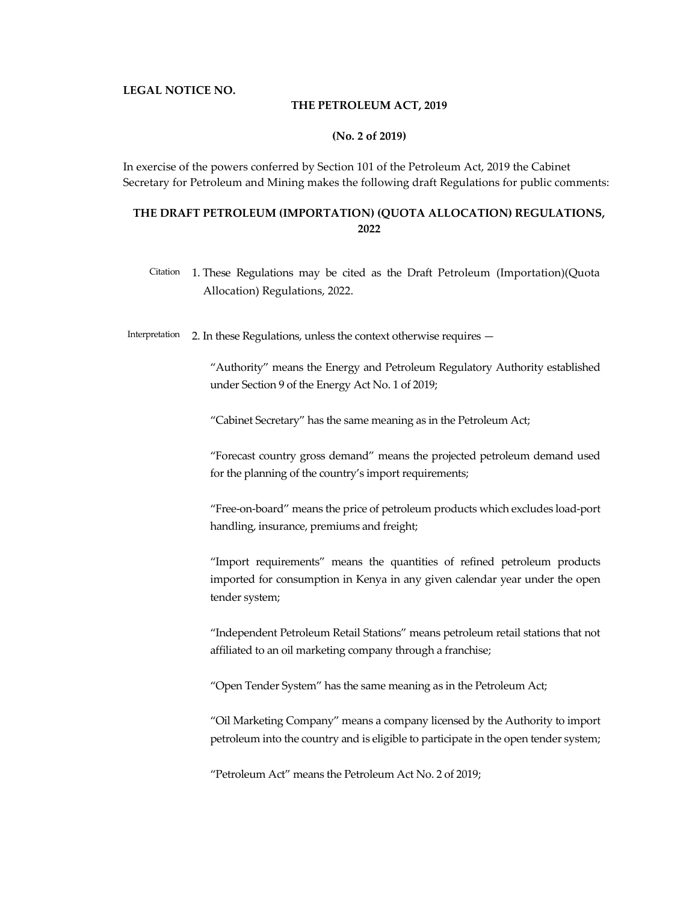**LEGAL NOTICE NO.**

**THE PETROLEUM ACT, 2019**

**(No. 2 of 2019)**

In exercise of the powers conferred by Section 101 of the Petroleum Act, 2019 the Cabinet Secretary for Petroleum and Mining makes the following draft Regulations for public comments:

## THE DRAFT PETROLEUM (IMPORTATION) (QUOTA ALLOCATION) REGULATIONS, 2022

Citation

1. These Regulations may be cited as the Draft Petroleum (Importation)(Quota Allocation) Regulations, 2022.

Interpretation

2. In these Regulations, unless the context otherwise requires —

"Authority" means the Energy and Petroleum Regulatory Authority established under Section 9 of the Energy Act No. 1 of 2019;

"Cabinet Secretary" has the same meaning as in the Petroleum Act;

"Forecast country gross demand" means the projected petroleum demand used for the planning of the country's import requirements;

"Free-on-board" means the price of petroleum products which excludes load-port handling, insurance, premiums and freight;

"Import requirements" means the quantities of refined petroleum products imported for consumption in Kenya in any given calendar year under the open tender system;

"Independent Petroleum Retail Stations" means petroleum retail stations that not affiliated to an oil marketing company through a franchise;

"Open Tender System" has the same meaning as in the Petroleum Act;

"Oil Marketing Company" means a company licensed by the Authority to import petroleum into the country and is eligible to participate in the open tender system;

"Petroleum Act" means the Petroleum Act No. 2 of 2019;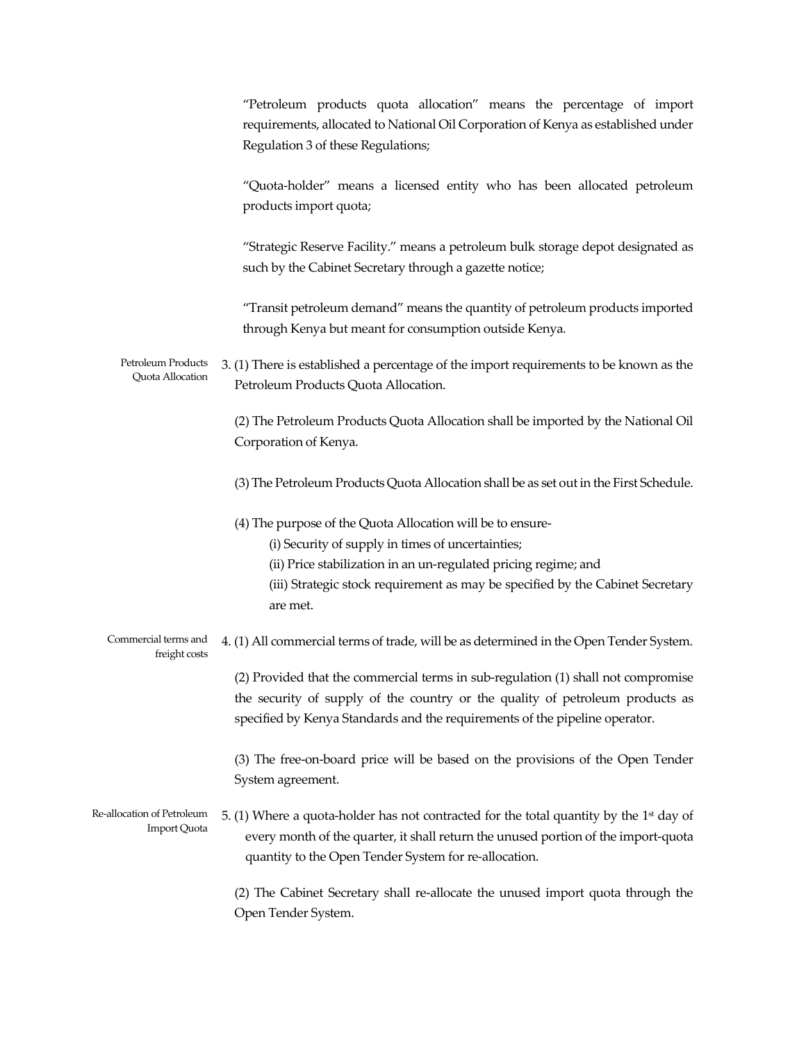"Petroleum products quota allocation" means the percentage of import requirements, allocated to National Oil Corporation of Kenya as established under Regulation 3 of these Regulations;

"Quota-holder" means a licensed entity who has been allocated petroleum products import quota;

"Strategic Reserve Facility." means a petroleum bulk storage depot designated as such by the Cabinet Secretary through a gazette notice;

"Transit petroleum demand" means the quantity of petroleum products imported through Kenya but meant for consumption outside Kenya.

**Petroleum Products Quota Allocation**

3. (1) There is established a percentage of the import requirements to be known as the Petroleum Products Quota Allocation.

(2) The Petroleum Products Quota Allocation shall be imported by the National Oil Corporation of Kenya.

(3) The Petroleum Products Quota Allocation shall be as set out in the First Schedule.

(4) The purpose of the Quota Allocation will be to ensure-

(i) Security of supply in times of uncertainties;

(ii) Price stabilization in an un-regulated pricing regime; and

(iii) Strategic stock requirement as may be specified by the Cabinet Secretary are met.

**Commercial terms and freight costs**

4. (1) All commercial terms of trade, will be as determined in the Open Tender System.

(2) Provided that the commercial terms in sub-regulation (1) shall not compromise the security of supply of the country or the quality of petroleum products as specified by Kenya Standards and the requirements of the pipeline operator.

(3) The free-on-board price will be based on the provisions of the Open Tender System agreement.

**Re-allocation of Petroleum Import Quota**

5. (1) Where a quota-holder has not contracted for the total quantity by the 1st day of every month of the quarter, it shall return the unused portion of the import-quota quantity to the Open Tender System for re-allocation.

(2) The Cabinet Secretary shall re-allocate the unused import quota through the Open Tender System.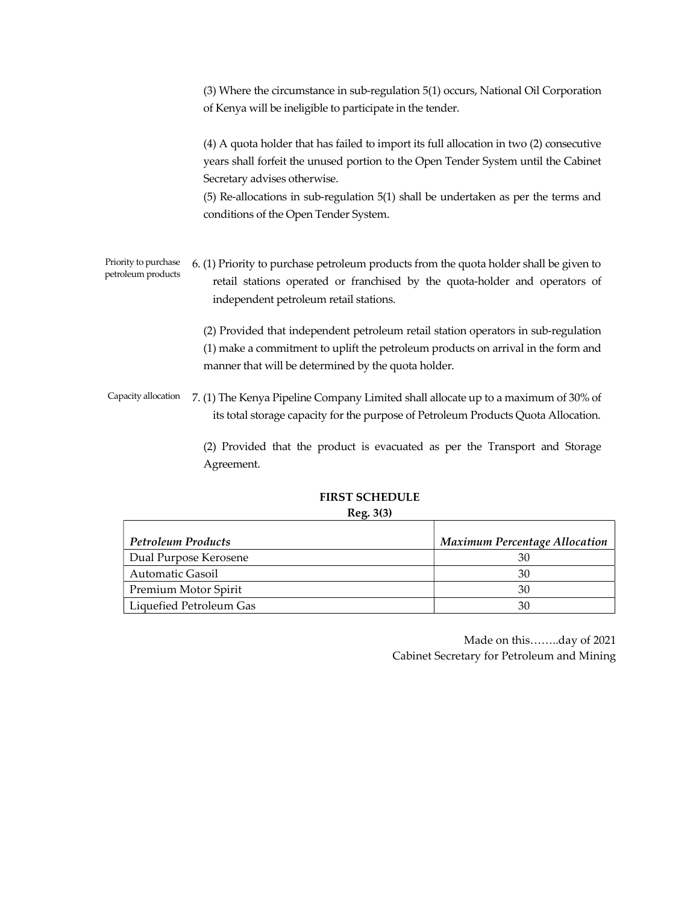(3) Where the circumstance in sub-regulation 5(1) occurs, National Oil Corporation of Kenya will be ineligible to participate in the tender.

(4) A quota holder that has failed to import its full allocation in two (2) consecutive years shall forfeit the unused portion to the Open Tender System until the Cabinet Secretary advises otherwise.

(5) Re-allocations in sub-regulation 5(1) shall be undertaken as per the terms and conditions of the Open Tender System.

Priority to purchase petroleum products

6. (1) Priority to purchase petroleum products from the quota holder shall be given to retail stations operated or franchised by the quota-holder and operators of independent petroleum retail stations.

(2) Provided that independent petroleum retail station operators in sub-regulation (1) make a commitment to uplift the petroleum products on arrival in the form and manner that will be determined by the quota holder.

Capacity allocation

7. (1) The Kenya Pipeline Company Limited shall allocate up to a maximum of 30% of its total storage capacity for the purpose of Petroleum Products Quota Allocation.

(2) Provided that the product is evacuated as per the Transport and Storage Agreement.

**FIRST SCHEDULE**

**Reg. 3(3)**

| *Petroleum Products* | *Maximum Percentage Allocation* |
|---|---|
| Dual Purpose Kerosene | 30 |
| Automatic Gasoil | 30 |
| Premium Motor Spirit | 30 |
| Liquefied Petroleum Gas | 30 |

Made on this……..day of 2021

Cabinet Secretary for Petroleum and Mining